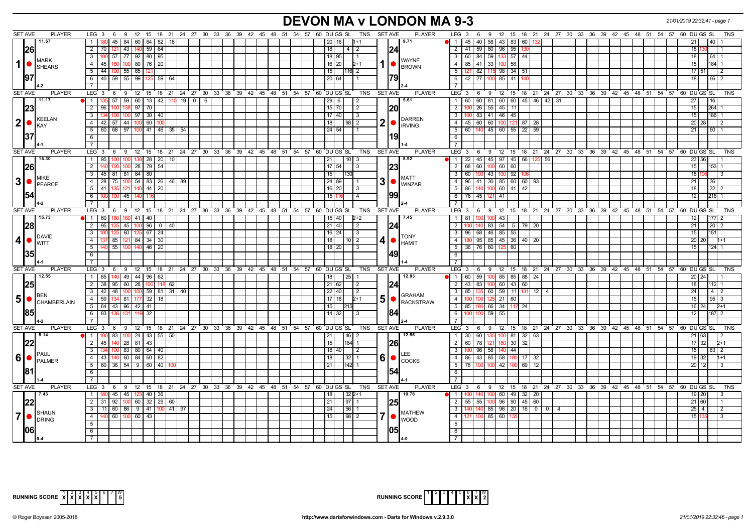# DEVON MA v LONDON MA 9-3

21/01/2019 22:32:41 - page 1

| SET AVE | PLAYER | LEG | 3 | 6 | 9 | 12 | 15 | 18 | 21 | 24 | 27 | 30 | DU | GS | SL | TNS | SET AVE | PLAYER | LEG | 3 | 6 | 9 | 12 | 15 | 18 | 21 | 24 | 27 | 30 | DU | GS | SL | TNS |
|---|---|---|---|---|---|---|---|---|---|---|---|---|---|---|---|---|---|---|---|---|---|---|---|---|---|---|---|---|---|---|---|---|---|
| 11.67 / 26.97 | 1 MARK SHEARS (4-2) | 1 | 180 | 45 | 84 | 60 | 64 | 52 | 16 | | | | 20 | 16 | | 1+1 | 9.71 / 24.79 | 1 WAYNE BROWN (2-4) | 1 | 45 | 40 | 58 | 43 | 83 | 60 | 132 | | | | 21 | | 40 | 1 |
| | | 2 | 70 | 121 | 43 | 140 | 59 | 64 | | | | | 18 | | 4 | 2 | | | 2 | 41 | 59 | 80 | 96 | 95 | 130 | | | | | 18 | 130 | | 1 |
| | | 3 | 100 | 57 | 77 | 92 | 80 | 95 | | | | | 18 | 95 | | 1 | | | 3 | 60 | 84 | 59 | 133 | 57 | 44 | | | | | 18 | | 64 | 1 |
| | | 4 | 45 | 180 | 100 | 80 | 76 | 20 | | | | | 16 | 20 | | 2+1 | | | 4 | 85 | 41 | 33 | 100 | 58 | | | | | | 15 | | 184 | 1 |
| | | 5 | 44 | 100 | 55 | 65 | 121 | | | | | | 15 | | 116 | 2 | | | 5 | 121 | 82 | 115 | 98 | 34 | 51 | | | | | 17 | 51 | | 2 |
| | | 6 | 40 | 59 | 55 | 99 | 125 | 59 | 64 | | | | 20 | 64 | | 1 | | | 6 | 42 | 27 | 100 | 85 | 41 | 140 | | | | | 18 | | 66 | 2 |
| 11.17 / 23.37 | 2 KEELAN KAY (4-1) | 1 | 135 | 57 | 59 | 60 | 13 | 42 | 110 | 19 | 0 | 6 | 29 | 6 | | 2 | 5.61 / 20.19 | 2 DARREN IRVING (1-4) | 1 | 60 | 60 | 81 | 60 | 60 | 45 | 46 | 42 | 31 | | 27 | | 16 | |
| | | 2 | 96 | 100 | 138 | 97 | 70 | | | | | | 15 | 70 | | 2 | | | 2 | 100 | 26 | 55 | 45 | 11 | | | | | | 15 | | 264 | 1 |
| | | 3 | 134 | 100 | 100 | 97 | 30 | 40 | | | | | 17 | 40 | | 3 | | | 3 | 100 | 83 | 41 | 46 | 45 | | | | | | 15 | | 186 | 1 |
| | | 4 | 42 | 57 | 44 | 100 | 60 | 100 | | | | | 18 | | 98 | 2 | | | 4 | 45 | 60 | 60 | 100 | 121 | 87 | 28 | | | | 20 | 28 | | 2 |
| | | 5 | 60 | 68 | 97 | 100 | 41 | 46 | 35 | 54 | | | 24 | 54 | | 1 | | | 5 | 60 | 140 | 45 | 60 | 55 | 22 | 59 | | | | 21 | | 60 | 1 |
| 16.30 / 26.54 | 3 MIKE PEARCE (4-2) | 1 | 95 | 100 | 100 | 138 | 28 | 20 | 10 | | | | 21 | | 10 | 3 | 8.92 / 23.99 | 3 MATT WINZAR (2-4) | 1 | 22 | 45 | 45 | 97 | 45 | 66 | 125 | 56 | | | 23 | 56 | | 1 |
| | | 2 | 140 | 100 | 100 | 28 | 79 | 54 | | | | | 17 | 54 | | 3 | | | 2 | 68 | 60 | 100 | 60 | 60 | | | | | | 15 | | 153 | 1 |
| | | 3 | 45 | 81 | 81 | 84 | 80 | | | | | | 15 | | 130 | | | | 3 | 60 | 100 | 43 | 100 | 92 | 106 | | | | | 18 | 106 | | 3 |
| | | 4 | 28 | 75 | 100 | 54 | 83 | 26 | 46 | 89 | | | 24 | 89 | | 1 | | | 4 | 96 | 41 | 30 | 85 | 60 | 60 | 93 | | | | 21 | | 36 | |
| | | 5 | 41 | 135 | 121 | 140 | 44 | 20 | | | | | 16 | 20 | | 3 | | | 5 | 86 | 140 | 100 | 60 | 41 | 42 | | | | | 18 | | 32 | 2 |
| | | 6 | 100 | 100 | 45 | 140 | 116 | | | | | | 15 | 116 | | 4 | | | 6 | 76 | 45 | 121 | 41 | | | | | | | 12 | | 218 | 1 |
| 15.73 / 28.35 | 4 DAVID WITT (4-1) | 1 | 60 | 180 | 180 | 41 | 40 | | | | | | 15 | 40 | | 2+2 | 7.45 / 24.49 | 4 TONY HAMIT (1-4) | 1 | 81 | 100 | 100 | 43 | | | | | | | 12 | | 177 | 2 |
| | | 2 | 95 | 125 | 45 | 100 | 96 | 0 | 40 | | | | 21 | 40 | | 2 | | | 2 | 100 | 140 | 83 | 54 | 5 | 79 | 20 | | | | 21 | | 20 | 2 |
| | | 3 | 100 | 125 | 60 | 125 | 67 | 24 | | | | | 16 | 24 | | 3 | | | 3 | 96 | 68 | 46 | 85 | 55 | | | | | | 15 | | 151 | |
| | | 4 | 137 | 85 | 121 | 84 | 34 | 30 | | | | | 18 | | 10 | 2 | | | 4 | 180 | 95 | 85 | 45 | 36 | 40 | 20 | | | | 20 | 20 | | 1+1 |
| | | 5 | 140 | 55 | 100 | 140 | 46 | 20 | | | | | 18 | 20 | | 3 | | | 5 | 36 | 76 | 60 | 125 | 80 | | | | | | 15 | | 124 | 1 |
| 12.55 / 25.85 | 5 BEN CHAMBERLAIN (4-2) | 1 | 85 | 140 | 49 | 44 | 96 | 62 | | | | | 18 | | 25 | 1 | 12.83 / 24.84 | 5 GRAHAM RACKSTRAW (2-4) | 1 | 60 | 59 | 100 | 85 | 85 | 88 | 24 | | | | 20 | 24 | | 1 |
| | | 2 | 38 | 95 | 60 | 28 | 100 | 118 | 62 | | | | 21 | 62 | | 2 | | | 2 | 43 | 83 | 100 | 60 | 43 | 60 | | | | | 18 | | 112 | 1 |
| | | 3 | 42 | 48 | 100 | 100 | 59 | 81 | 31 | 40 | | | 22 | 40 | | 2 | | | 3 | 85 | 135 | 60 | 59 | 11 | 131 | 12 | 4 | | | 24 | | 4 | 2 |
| | | 4 | 59 | 134 | 81 | 177 | 32 | 18 | | | | | 17 | 18 | | 2+1 | | | 4 | 100 | 100 | 125 | 21 | 60 | | | | | | 15 | | 95 | 3 |
| | | 5 | 64 | 43 | 96 | 42 | 41 | | | | | | 15 | | 215 | | | | 5 | 85 | 180 | 66 | 34 | 112 | 24 | | | | | 16 | 24 | | 2+1 |
| | | 6 | 83 | 136 | 131 | 119 | 32 | | | | | | 14 | 32 | | 3 | | | 6 | 100 | 100 | 59 | 55 | | | | | | | 12 | | 187 | 2 |
| 8.14 / 22.81 | 6 PAUL PALMER (1-4) | 1 | 100 | 83 | 100 | 24 | 43 | 55 | 50 | | | | 21 | | 46 | 2 | 12.56 / 26.54 | 6 LEE COCKS (4-1) | 1 | 30 | 60 | 135 | 100 | 81 | 32 | 63 | | | | 21 | 63 | | 2 |
| | | 2 | 45 | 140 | 28 | 81 | 43 | | | | | | 15 | | 164 | 1 | | | 2 | 60 | 78 | 121 | 180 | 30 | 32 | | | | | 17 | 32 | | 2+1 |
| | | 3 | 134 | 100 | 83 | 80 | 64 | 40 | | | | | 18 | 40 | | 2 | | | 3 | 100 | 96 | 58 | 140 | 44 | | | | | | 15 | | 63 | 2 |
| | | 4 | 43 | 140 | 60 | 84 | 60 | 82 | | | | | 18 | | 32 | 1 | | | 4 | 86 | 43 | 85 | 58 | 180 | 17 | 32 | | | | 19 | 32 | | 1+1 |
| | | 5 | 60 | 36 | 54 | 9 | 60 | 40 | 100 | | | | 21 | | 142 | 1 | | | 5 | 78 | 100 | 100 | 42 | 100 | 69 | 12 | | | | 20 | 12 | | 3 |
| 7.43 / 22.06 | 7 SHAUN DRING (0-4) | 1 | 180 | 45 | 45 | 123 | 40 | 36 | | | | | 18 | | 32 | 2+1 | 10.76 / 25.05 | 7 MATHEW WOOD (4-0) | 1 | 100 | 140 | 100 | 60 | 49 | 32 | 20 | | | | 19 | 20 | | 3 |
| | | 2 | 31 | 92 | 100 | 60 | 32 | 29 | 60 | | | | 21 | | 97 | 1 | | | 2 | 55 | 55 | 100 | 96 | 90 | 45 | 60 | | | | 21 | 60 | | 1 |
| | | 3 | 11 | 60 | 86 | 9 | 41 | 100 | 41 | 97 | | | 24 | | 56 | 1 | | | 3 | 140 | 140 | 85 | 96 | 20 | 16 | 0 | 0 | 4 | | 25 | 4 | | 2 |
| | | 4 | 140 | 60 | 100 | 60 | 43 | | | | | | 15 | | 98 | 2 | | | 4 | 121 | 100 | 85 | 60 | 135 | | | | | | 15 | 135 | | 3 |

RUNNING SCORE (Devon): 1 X, 2 X, 3 X, 4 X, 5 X, 6, 7 — W 5

RUNNING SCORE (London): 1, 2, 3, 4, 5, 6 X, 7 X — W 2

© Roger Boyesen 2005-2018 http://www.dartsforwindows.com - Darts for Windows v.2.9.3.0 21/01/2019 22:32:46 - page 1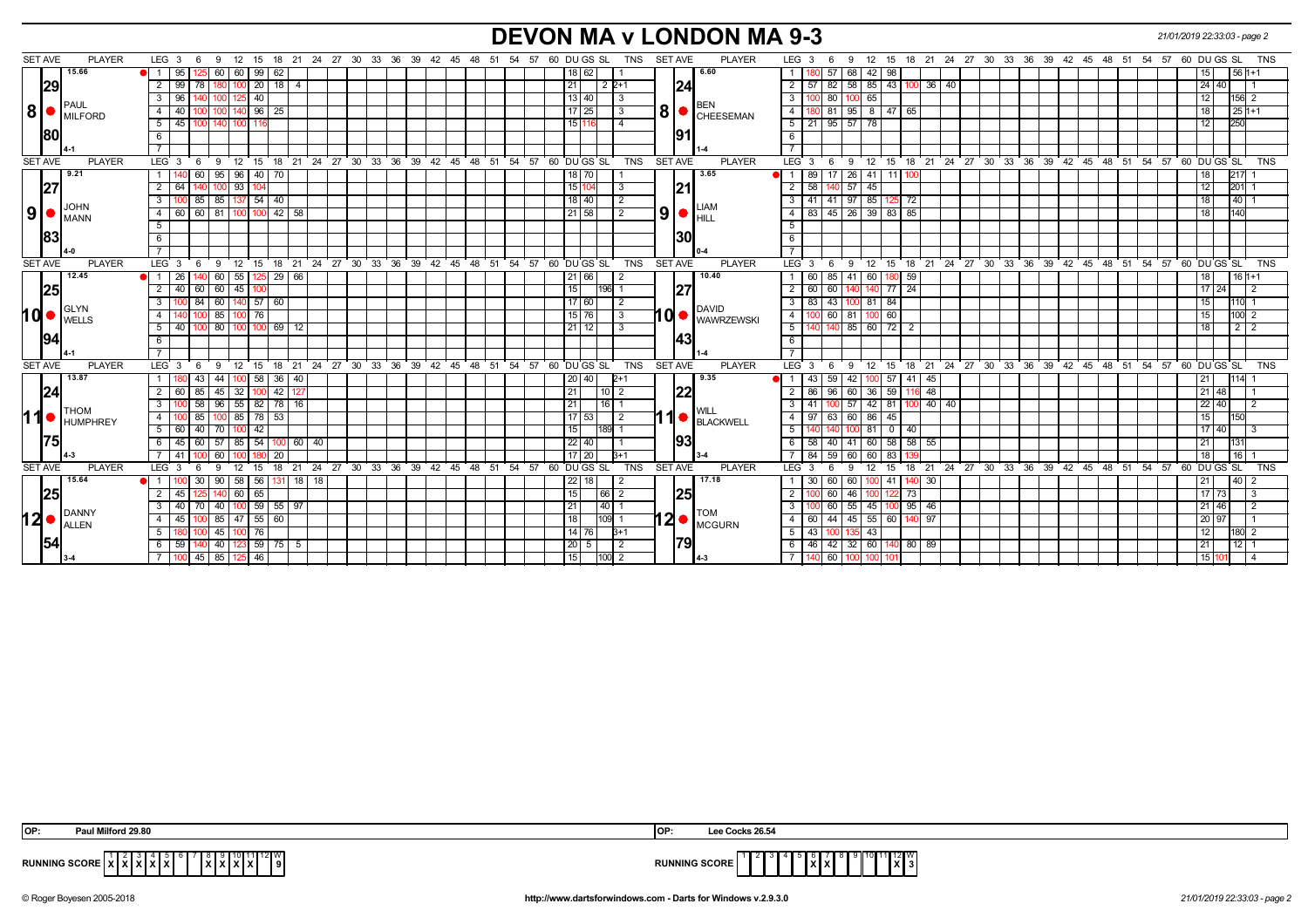# DEVON MA v LONDON MA 9-3

21/01/2019 22:33:03 - page 2

| SET AVE | PLAYER | LEG | 3 | 6 | 9 | 12 | 15 | 18 | 21 | 24 | DU | GS | SL | TNS | SET AVE | PLAYER | LEG | 3 | 6 | 9 | 12 | 15 | 18 | 21 | 24 | DU | GS | SL | TNS |
|---|---|---|---|---|---|---|---|---|---|---|---|---|---|---|---|---|---|---|---|---|---|---|---|---|---|---|---|---|---|
| 15.66 | | 1 | 95 | 125 | 60 | 60 | 99 | 62 | | | 18 | 62 | | 1 | 6.60 | | 1 | 180 | 57 | 68 | 42 | 98 | | | | 15 | | 56 | 1+1 |
| 29 | | 2 | 99 | 78 | 180 | 100 | 20 | 18 | 4 | | 21 | | 2 | 2+1 | 24 | | 2 | 57 | 82 | 58 | 85 | 43 | 100 | 36 | 40 | 24 | 40 | | 1 |
| 8 | PAUL MILFORD | 3 | 96 | 140 | 100 | 125 | 40 | | | | 13 | 40 | | 3 | 8 | BEN CHEESEMAN | 3 | 100 | 80 | 100 | 65 | | | | | 12 | | 156 | 2 |
| | | 4 | 40 | 100 | 100 | 140 | 96 | 25 | | | 17 | 25 | | 3 | | | 4 | 180 | 81 | 95 | 8 | 47 | 65 | | | 18 | | 25 | 1+1 |
| 80 | | 5 | 45 | 100 | 140 | 100 | 116 | | | | 15 | 116 | | 4 | 91 | | 5 | 21 | 95 | 57 | 78 | | | | | 12 | | 250 | |
| 4-1 | | 6 | | | | | | | | | | | | | 1-4 | | 6 | | | | | | | | | | | | |
| 9.21 | | 1 | 140 | 60 | 95 | 96 | 40 | 70 | | | 18 | 70 | | 1 | 3.65 | | 1 | 89 | 17 | 26 | 41 | 11 | 100 | | | 18 | | 217 | 1 |
| 27 | | 2 | 64 | 140 | 100 | 93 | 104 | | | | 15 | 104 | | 3 | 21 | | 2 | 58 | 140 | 57 | 45 | | | | | 12 | | 201 | 1 |
| 9 | JOHN MANN | 3 | 100 | 85 | 85 | 137 | 54 | 40 | | | 18 | 40 | | 2 | 9 | LIAM HILL | 3 | 41 | 41 | 97 | 85 | 125 | 72 | | | 18 | | 40 | 1 |
| | | 4 | 60 | 60 | 81 | 100 | 100 | 42 | 58 | | 21 | 58 | | 2 | | | 4 | 83 | 45 | 26 | 39 | 83 | 85 | | | 18 | | 140 | |
| 83 | | 5 | | | | | | | | | | | | | 30 | | 5 | | | | | | | | | | | | |
| 4-0 | | 6 | | | | | | | | | | | | | 0-4 | | 6 | | | | | | | | | | | | |
| 12.45 | | 1 | 26 | 140 | 60 | 55 | 125 | 29 | 66 | | 21 | 66 | | 2 | 10.40 | | 1 | 60 | 85 | 41 | 60 | 180 | 59 | | | 18 | | 16 | 1+1 |
| 25 | | 2 | 40 | 60 | 60 | 45 | 100 | | | | 15 | | 196 | 1 | 27 | | 2 | 60 | 60 | 140 | 140 | 77 | 24 | | | 17 | 24 | | 2 |
| 10 | GLYN WELLS | 3 | 100 | 84 | 60 | 140 | 57 | 60 | | | 17 | 60 | | 2 | 10 | DAVID WAWRZEWSKI | 3 | 83 | 43 | 100 | 81 | 84 | | | | 15 | | 110 | 1 |
| | | 4 | 140 | 100 | 85 | 100 | 76 | | | | 15 | 76 | | 3 | | | 4 | 100 | 60 | 81 | 100 | 60 | | | | 15 | | 100 | 2 |
| 94 | | 5 | 40 | 100 | 80 | 100 | 100 | 69 | 12 | | 21 | 12 | | 3 | 43 | | 5 | 140 | 140 | 85 | 60 | 72 | 2 | | | 18 | | 2 | 2 |
| 4-1 | | 6 | | | | | | | | | | | | | 1-4 | | 6 | | | | | | | | | | | | |
| 13.87 | | 1 | 180 | 43 | 44 | 100 | 58 | 36 | 40 | | 20 | 40 | | 2+1 | 9.35 | | 1 | 43 | 59 | 42 | 100 | 57 | 41 | 45 | | 21 | | 114 | 1 |
| 24 | | 2 | 60 | 85 | 45 | 32 | 100 | 42 | 127 | | 21 | | 10 | 2 | 22 | | 2 | 86 | 96 | 60 | 36 | 59 | 116 | 48 | | 21 | 48 | | 1 |
| 11 | THOM HUMPHREY | 3 | 100 | 58 | 96 | 55 | 82 | 78 | 16 | | 21 | | 16 | 1 | 11 | WILL BLACKWELL | 3 | 41 | 100 | 57 | 42 | 81 | 100 | 40 | 40 | 22 | 40 | | 2 |
| | | 4 | 100 | 85 | 100 | 85 | 78 | 53 | | | 17 | 53 | | 2 | | | 4 | 97 | 63 | 60 | 86 | 45 | | | | 15 | | 150 | |
| 75 | | 5 | 60 | 40 | 70 | 100 | 42 | | | | 15 | | 189 | 1 | 93 | | 5 | 140 | 140 | 100 | 81 | 0 | 40 | | | 17 | 40 | | 3 |
| | | 6 | 45 | 60 | 57 | 85 | 54 | 100 | 60 | 40 | 22 | 40 | | 1 | | | 6 | 58 | 40 | 41 | 60 | 58 | 58 | 55 | | 21 | | 131 | |
| 4-3 | | 7 | 41 | 100 | 60 | 100 | 180 | 20 | | | 17 | 20 | | 3+1 | 3-4 | | 7 | 84 | 59 | 60 | 60 | 83 | 139 | | | 18 | | 16 | 1 |
| 15.64 | | 1 | 100 | 30 | 90 | 58 | 56 | 131 | 18 | 18 | 22 | 18 | | 2 | 17.18 | | 1 | 30 | 60 | 60 | 100 | 41 | 140 | 30 | | 21 | | 40 | 2 |
| 25 | | 2 | 45 | 125 | 140 | 60 | 65 | | | | 15 | | 66 | 2 | 25 | | 2 | 100 | 60 | 46 | 100 | 122 | 73 | | | 17 | 73 | | 3 |
| 12 | DANNY ALLEN | 3 | 40 | 70 | 40 | 100 | 59 | 55 | 97 | | 21 | | 40 | 1 | 12 | TOM MCGURN | 3 | 100 | 60 | 55 | 45 | 100 | 95 | 46 | | 21 | 46 | | 2 |
| | | 4 | 45 | 100 | 85 | 47 | 55 | 60 | | | 18 | | 109 | 1 | | | 4 | 60 | 44 | 45 | 55 | 60 | 140 | 97 | | 20 | 97 | | 1 |
| 54 | | 5 | 180 | 100 | 45 | 100 | 76 | | | | 14 | 76 | | 3+1 | 79 | | 5 | 43 | 100 | 135 | 43 | | | | | 12 | | 180 | 2 |
| | | 6 | 59 | 140 | 40 | 123 | 59 | 75 | 5 | | 20 | 5 | | 2 | | | 6 | 46 | 42 | 32 | 60 | 140 | 80 | 89 | | 21 | | 12 | 1 |
| 3-4 | | 7 | 100 | 45 | 85 | 125 | 46 | | | | 15 | | 100 | 2 | 4-3 | | 7 | 140 | 60 | 100 | 100 | 101 | | | | 15 | 101 | | 4 |

OP: Paul Milford 29.80

OP: Lee Cocks 26.54

| RUNNING SCORE | 1 | 2 | 3 | 4 | 5 | 6 | 7 | 8 | 9 | 10 | 11 | 12 | W |
|---|---|---|---|---|---|---|---|---|---|---|---|---|---|
| DEVON | X | X | X | X | X | | | X | X | X | X | | 9 |
| LONDON | | | | | | X | X | | | | | X | 3 |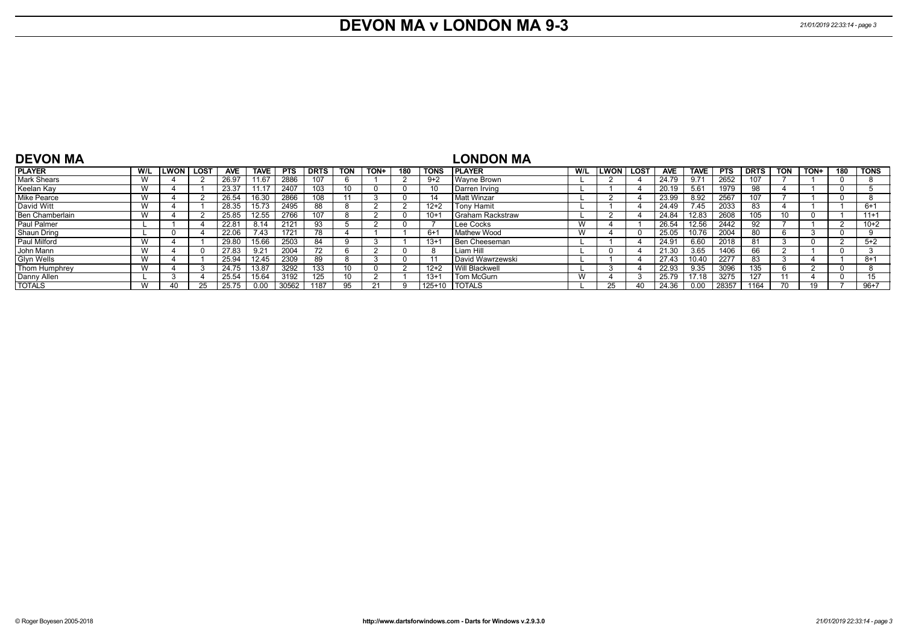# DEVON MA v LONDON MA 9-3

## DEVON MA

| PLAYER | W/L | LWON | LOST | AVE | TAVE | PTS | DRTS | TON | TON+ | 180 | TONS |
|---|---|---|---|---|---|---|---|---|---|---|---|
| Mark Shears | W | 4 | 2 | 26.97 | 11.67 | 2886 | 107 | 6 | 1 | 2 | 9+2 |
| Keelan Kay | W | 4 | 1 | 23.37 | 11.17 | 2407 | 103 | 10 | 0 | 0 | 10 |
| Mike Pearce | W | 4 | 2 | 26.54 | 16.30 | 2866 | 108 | 11 | 3 | 0 | 14 |
| David Witt | W | 4 | 1 | 28.35 | 15.73 | 2495 | 88 | 8 | 2 | 2 | 12+2 |
| Ben Chamberlain | W | 4 | 2 | 25.85 | 12.55 | 2766 | 107 | 8 | 2 | 0 | 10+1 |
| Paul Palmer | L | 1 | 4 | 22.81 | 8.14 | 2121 | 93 | 5 | 2 | 0 | 7 |
| Shaun Dring | L | 0 | 4 | 22.06 | 7.43 | 1721 | 78 | 4 | 1 | 1 | 6+1 |
| Paul Milford | W | 4 | 1 | 29.80 | 15.66 | 2503 | 84 | 9 | 3 | 1 | 13+1 |
| John Mann | W | 4 | 0 | 27.83 | 9.21 | 2004 | 72 | 6 | 2 | 0 | 8 |
| Glyn Wells | W | 4 | 1 | 25.94 | 12.45 | 2309 | 89 | 8 | 3 | 0 | 11 |
| Thom Humphrey | W | 4 | 3 | 24.75 | 13.87 | 3292 | 133 | 10 | 0 | 2 | 12+2 |
| Danny Allen | L | 3 | 4 | 25.54 | 15.64 | 3192 | 125 | 10 | 2 | 1 | 13+1 |
| TOTALS | W | 40 | 25 | 25.75 | 0.00 | 30562 | 1187 | 95 | 21 | 9 | 125+10 |

## LONDON MA

| PLAYER | W/L | LWON | LOST | AVE | TAVE | PTS | DRTS | TON | TON+ | 180 | TONS |
|---|---|---|---|---|---|---|---|---|---|---|---|
| Wayne Brown | L | 2 | 4 | 24.79 | 9.71 | 2652 | 107 | 7 | 1 | 0 | 8 |
| Darren Irving | L | 1 | 4 | 20.19 | 5.61 | 1979 | 98 | 4 | 1 | 0 | 5 |
| Matt Winzar | L | 2 | 4 | 23.99 | 8.92 | 2567 | 107 | 7 | 1 | 0 | 8 |
| Tony Hamit | L | 1 | 4 | 24.49 | 7.45 | 2033 | 83 | 4 | 1 | 1 | 6+1 |
| Graham Rackstraw | L | 2 | 4 | 24.84 | 12.83 | 2608 | 105 | 10 | 0 | 1 | 11+1 |
| Lee Cocks | W | 4 | 1 | 26.54 | 12.56 | 2442 | 92 | 7 | 1 | 2 | 10+2 |
| Mathew Wood | W | 4 | 0 | 25.05 | 10.76 | 2004 | 80 | 6 | 3 | 0 | 9 |
| Ben Cheeseman | L | 1 | 4 | 24.91 | 6.60 | 2018 | 81 | 3 | 0 | 2 | 5+2 |
| Liam Hill | L | 0 | 4 | 21.30 | 3.65 | 1406 | 66 | 2 | 1 | 0 | 3 |
| David Wawrzewski | L | 1 | 4 | 27.43 | 10.40 | 2277 | 83 | 3 | 4 | 1 | 8+1 |
| Will Blackwell | L | 3 | 4 | 22.93 | 9.35 | 3096 | 135 | 6 | 2 | 0 | 8 |
| Tom McGurn | W | 4 | 3 | 25.79 | 17.18 | 3275 | 127 | 11 | 4 | 0 | 15 |
| TOTALS | L | 25 | 40 | 24.36 | 0.00 | 28357 | 1164 | 70 | 19 | 7 | 96+7 |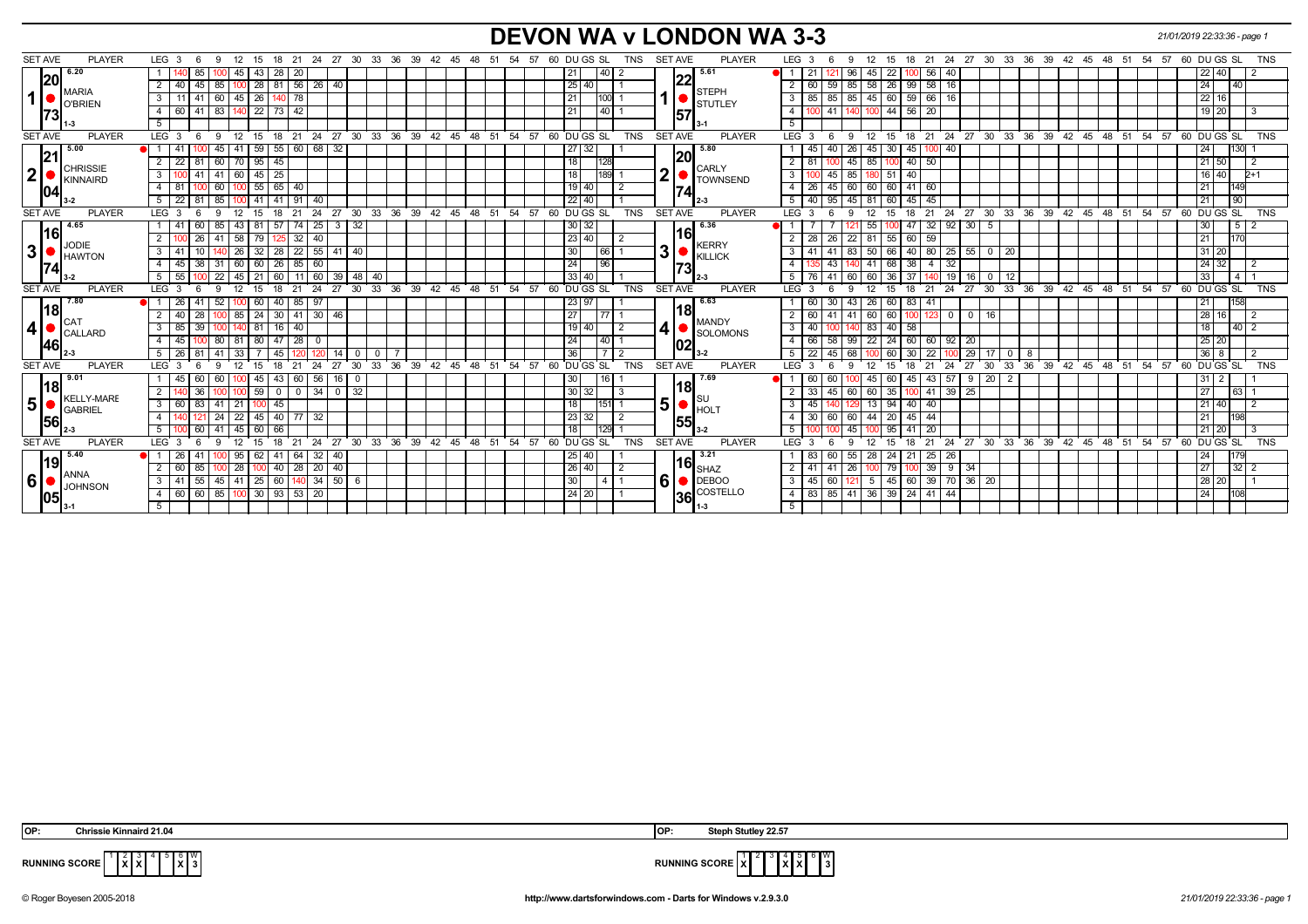# DEVON WA v LONDON WA 3-3

21/01/2019 22:33:36 - page 1

| SET AVE | PLAYER | LEG | Scores | DU | GS | SL | TNS | SET AVE | PLAYER | LEG | Scores | DU | GS | SL | TNS |
|---|---|---|---|---|---|---|---|---|---|---|---|---|---|---|---|
| 6.20 / 20.73 | 1 MARIA O'BRIEN 1-3 | 1 | 140 85 100 45 43 28 20 | 21 | | 40 | 2 | 5.61 / 22.57 | 1 STEPH STUTLEY 3-1 | 1 | 21 121 96 45 22 100 56 40 | 22 | 40 | | 2 |
| | | 2 | 40 45 85 100 28 81 56 26 40 | 25 | 40 | | 1 | | | 2 | 60 59 85 58 26 99 58 16 | 24 | | 40 | |
| | | 3 | 11 41 60 45 26 140 78 | 21 | | 100 | 1 | | | 3 | 85 85 85 45 60 59 66 16 | 22 | 16 | | |
| | | 4 | 60 41 83 140 22 73 42 | 21 | | 40 | 1 | | | 4 | 100 41 140 100 44 56 20 | 19 | 20 | | 3 |
| | | 5 | | | | | | | | 5 | | | | | |
| 5.00 / 21.04 | 2 CHRISSIE KINNAIRD 3-2 | 1 | 41 100 45 41 59 55 60 68 32 | 27 | 32 | | 1 | 5.80 / 20.74 | 2 CARLY TOWNSEND 2-3 | 1 | 45 40 26 45 30 45 100 40 | 24 | | 130 | 1 |
| | | 2 | 22 81 60 70 95 45 | 18 | | 128 | | | | 2 | 81 100 45 85 100 40 50 | 21 | 50 | | 2 |
| | | 3 | 100 41 41 60 45 25 | 18 | | 189 | 1 | | | 3 | 100 45 85 180 51 40 | 16 | 40 | | 2+1 |
| | | 4 | 81 100 60 100 55 65 40 | 19 | 40 | | 2 | | | 4 | 26 45 60 60 60 41 60 | 21 | | 149 | |
| | | 5 | 22 81 85 100 41 41 91 40 | 22 | 40 | | 1 | | | 5 | 40 95 45 81 60 45 45 | 21 | | 90 | |
| 4.65 / 16.74 | 3 JODIE HAWTON 3-2 | 1 | 41 60 85 43 81 57 74 25 3 32 | 30 | 32 | | | 6.36 / 16.73 | 3 KERRY KILLICK 2-3 | 1 | 7 7 121 55 100 47 32 92 30 5 | 30 | | 5 | 2 |
| | | 2 | 100 26 41 58 79 125 32 40 | 23 | 40 | | 2 | | | 2 | 28 26 22 81 55 60 59 | 21 | | 170 | |
| | | 3 | 41 10 140 26 32 28 22 55 41 40 | 30 | | 66 | 1 | | | 3 | 41 41 83 50 66 40 80 25 55 0 20 | 31 | 20 | | |
| | | 4 | 45 38 31 60 60 26 85 60 | 24 | | 96 | | | | 4 | 135 43 140 41 68 38 4 32 | 24 | 32 | | 2 |
| | | 5 | 55 100 22 45 21 60 11 60 39 48 40 | 33 | 40 | | 1 | | | 5 | 76 41 60 60 36 37 140 19 16 0 12 | 33 | | 4 | 1 |
| 7.80 / 18.46 | 4 CAT CALLARD 2-3 | 1 | 26 41 52 100 60 40 85 97 | 23 | 97 | | 1 | 6.63 / 18.02 | 4 MANDY SOLOMONS 3-2 | 1 | 60 30 43 26 60 83 41 | 21 | | 158 | |
| | | 2 | 40 28 100 85 24 30 41 30 46 | 27 | | 77 | 1 | | | 2 | 60 41 41 60 60 100 123 0 0 16 | 28 | 16 | | 2 |
| | | 3 | 85 39 100 140 81 16 40 | 19 | 40 | | 2 | | | 3 | 40 100 140 83 40 58 | 18 | | 40 | 2 |
| | | 4 | 45 100 80 81 80 47 28 0 | 24 | | 40 | 1 | | | 4 | 66 58 99 22 24 60 60 92 20 | 25 | 20 | | |
| | | 5 | 26 81 41 33 7 45 120 120 14 0 0 7 | 36 | | 7 | 2 | | | 5 | 22 45 68 100 60 30 22 100 29 17 0 8 | 36 | 8 | | 2 |
| 9.01 / 18.56 | 5 KELLY-MARE GABRIEL 2-3 | 1 | 45 60 60 100 45 43 60 56 16 0 | 30 | | 16 | 1 | 7.69 / 18.55 | 5 SU HOLT 3-2 | 1 | 60 60 100 45 60 45 43 57 9 20 2 | 31 | 2 | | 1 |
| | | 2 | 140 36 100 100 59 0 0 34 0 32 | 30 | 32 | | 3 | | | 2 | 33 45 60 60 35 100 41 39 25 | 27 | | 63 | 1 |
| | | 3 | 60 83 41 21 100 45 | 18 | | 151 | 1 | | | 3 | 45 140 129 13 94 40 40 | 21 | 40 | | 2 |
| | | 4 | 140 121 24 22 45 40 77 32 | 23 | 32 | | 2 | | | 4 | 30 60 60 44 20 45 44 | 21 | | 198 | |
| | | 5 | 100 60 41 45 60 66 | 18 | | 129 | 1 | | | 5 | 100 100 45 100 95 41 20 | 21 | 20 | | 3 |
| 5.40 / 19.05 | 6 ANNA JOHNSON 3-1 | 1 | 26 41 100 95 62 41 64 32 40 | 25 | 40 | | 1 | 3.21 / 16.36 | 6 SHAZ DEBOO COSTELLO 1-3 | 1 | 83 60 55 28 24 21 25 26 | 24 | | 179 | |
| | | 2 | 60 85 100 28 100 40 28 20 40 | 26 | 40 | | 2 | | | 2 | 41 41 26 100 79 100 39 9 34 | 27 | | 32 | 2 |
| | | 3 | 41 55 45 41 25 60 140 34 50 6 | 30 | | 4 | 1 | | | 3 | 45 60 121 5 45 60 39 70 36 20 | 28 | 20 | | 1 |
| | | 4 | 60 60 85 100 30 93 53 20 | 24 | 20 | | 1 | | | 4 | 83 85 41 36 39 24 41 44 | 24 | | 108 | |
| | | 5 | | | | | | | | 5 | | | | | |

OP: Chrissie Kinnaird 21.04

OP: Steph Stutley 22.57

RUNNING SCORE (Devon): 1 X, 2 X, 3 -, 4 -, 5 X, 6 X — W: 3

RUNNING SCORE (London): 1 X, 2 -, 3 X, 4 X, 5 -, 6 - — W: 3

© Roger Boyesen 2005-2018 http://www.dartsforwindows.com - Darts for Windows v.2.9.3.0 21/01/2019 22:33:36 - page 1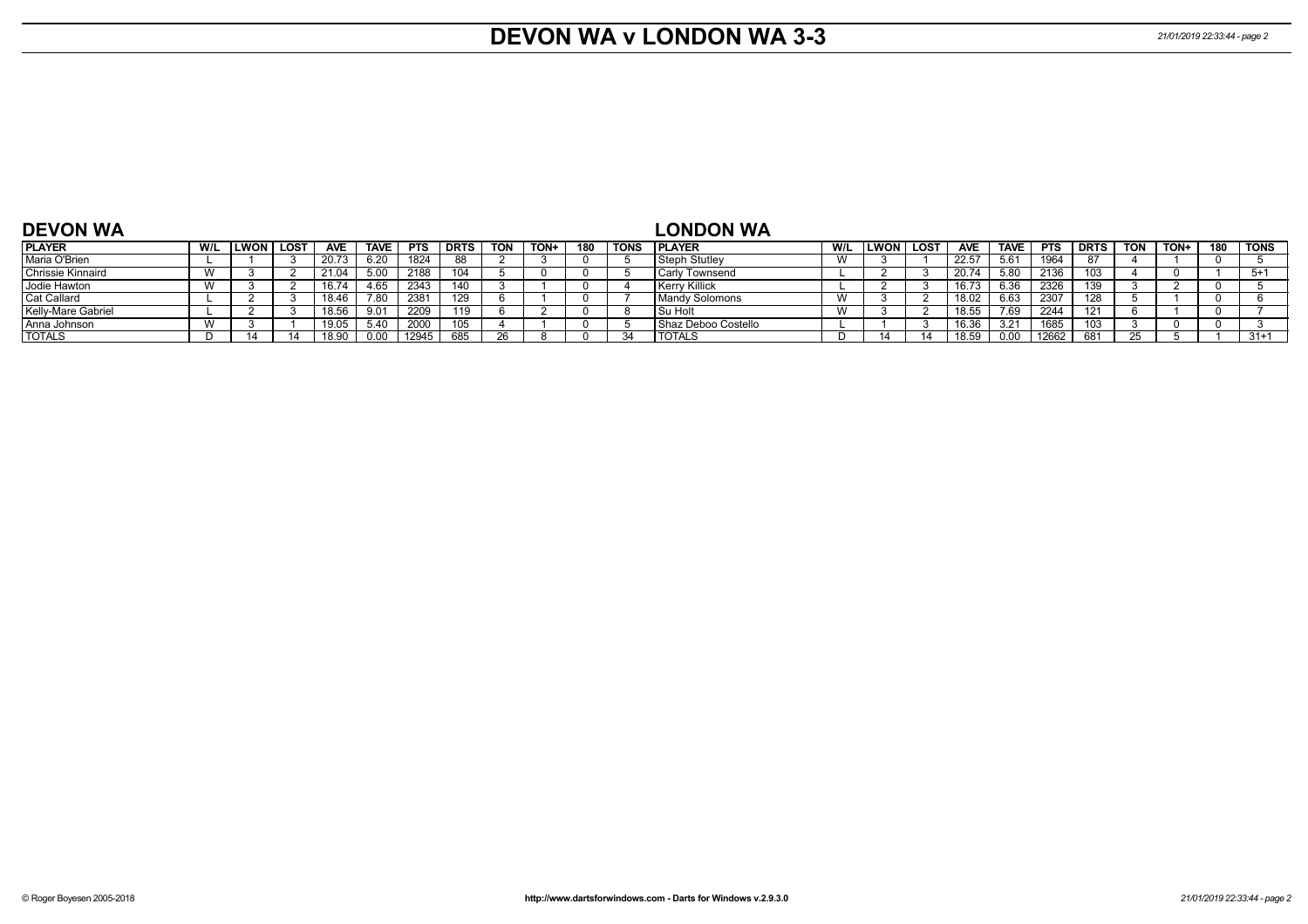# DEVON WA v LONDON WA 3-3

## DEVON WA

| PLAYER | W/L | LWON | LOST | AVE | TAVE | PTS | DRTS | TON | TON+ | 180 | TONS |
|---|---|---|---|---|---|---|---|---|---|---|---|
| Maria O'Brien | L | 1 | 3 | 20.73 | 6.20 | 1824 | 88 | 2 | 3 | 0 | 5 |
| Chrissie Kinnaird | W | 3 | 2 | 21.04 | 5.00 | 2188 | 104 | 5 | 0 | 0 | 5 |
| Jodie Hawton | W | 3 | 2 | 16.74 | 4.65 | 2343 | 140 | 3 | 1 | 0 | 4 |
| Cat Callard | L | 2 | 3 | 18.46 | 7.80 | 2381 | 129 | 6 | 1 | 0 | 7 |
| Kelly-Mare Gabriel | L | 2 | 3 | 18.56 | 9.01 | 2209 | 119 | 6 | 2 | 0 | 8 |
| Anna Johnson | W | 3 | 1 | 19.05 | 5.40 | 2000 | 105 | 4 | 1 | 0 | 5 |
| TOTALS | D | 14 | 14 | 18.90 | 0.00 | 12945 | 685 | 26 | 8 | 0 | 34 |

## LONDON WA

| PLAYER | W/L | LWON | LOST | AVE | TAVE | PTS | DRTS | TON | TON+ | 180 | TONS |
|---|---|---|---|---|---|---|---|---|---|---|---|
| Steph Stutley | W | 3 | 1 | 22.57 | 5.61 | 1964 | 87 | 4 | 1 | 0 | 5 |
| Carly Townsend | L | 2 | 3 | 20.74 | 5.80 | 2136 | 103 | 4 | 0 | 1 | 5+1 |
| Kerry Killick | L | 2 | 3 | 16.73 | 6.36 | 2326 | 139 | 3 | 2 | 0 | 5 |
| Mandy Solomons | W | 3 | 2 | 18.02 | 6.63 | 2307 | 128 | 5 | 1 | 0 | 6 |
| Su Holt | W | 3 | 2 | 18.55 | 7.69 | 2244 | 121 | 6 | 1 | 0 | 7 |
| Shaz Deboo Costello | L | 1 | 3 | 16.36 | 3.21 | 1685 | 103 | 3 | 0 | 0 | 3 |
| TOTALS | D | 14 | 14 | 18.59 | 0.00 | 12662 | 681 | 25 | 5 | 1 | 31+1 |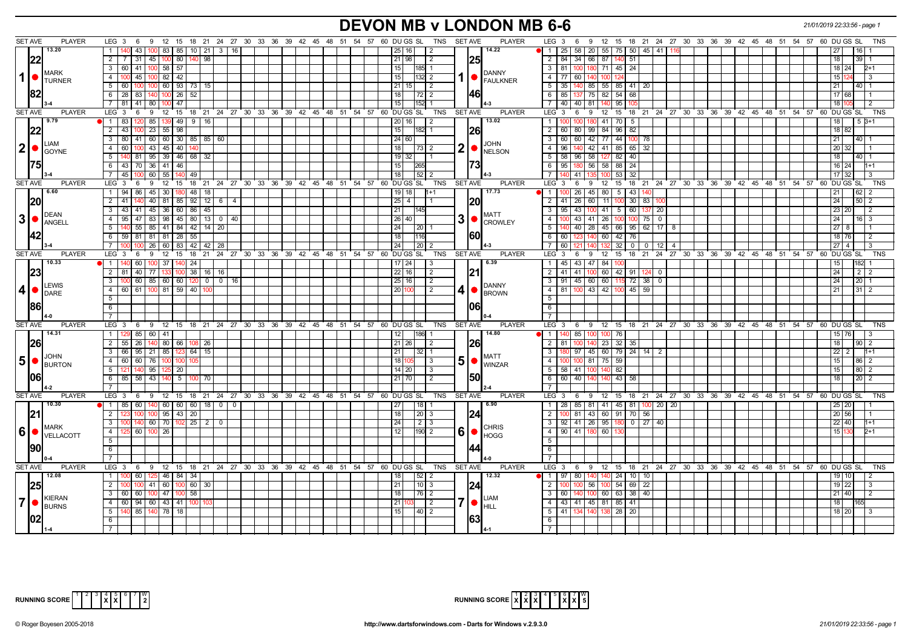# DEVON MB v LONDON MB 6-6

21/01/2019 22:33:56 - page 1

## Set 1

| SET AVE | PLAYER | LEG | Scores | DU | GS | SL | TNS |
|---|---|---|---|---|---|---|---|
| 13.20 / 22.82 | 1 MARK TURNER (3-4) | 1 | 140 43 100 83 85 10 21 3 16 | 25 | 16 | | 2 |
| | | 2 | 7 31 45 100 80 140 98 | 21 | 98 | | 2 |
| | | 3 | 60 41 100 58 57 | 15 | | 185 | 1 |
| | | 4 | 100 45 100 82 42 | 15 | | 132 | 2 |
| | | 5 | 60 100 100 60 93 73 15 | 21 | 15 | | 2 |
| | | 6 | 28 83 140 100 26 52 | 18 | | 72 | 2 |
| | | 7 | 81 41 80 100 47 | 15 | | 152 | 1 |

| SET AVE | PLAYER | LEG | Scores | DU | GS | SL | TNS |
|---|---|---|---|---|---|---|---|
| 14.22 / 25.46 | 1 DANNY FAULKNER (4-3) | 1 | 25 58 20 55 75 50 45 41 116 | 27 | | 16 | 1 |
| | | 2 | 84 34 66 87 140 51 | 18 | | 39 | 1 |
| | | 3 | 81 100 180 71 45 24 | 18 | 24 | | 2+1 |
| | | 4 | 77 60 140 100 124 | 15 | 124 | | 3 |
| | | 5 | 35 140 85 55 85 41 20 | 21 | | 40 | 1 |
| | | 6 | 85 137 75 82 54 68 | 17 | 68 | | 1 |
| | | 7 | 40 40 81 140 95 105 | 18 | 105 | | 2 |

## Set 2

| SET AVE | PLAYER | LEG | Scores | DU | GS | SL | TNS |
|---|---|---|---|---|---|---|---|
| 9.79 / 22.75 | 2 LIAM GOYNE (3-4) | 1 | 83 120 85 139 49 9 16 | 20 | 16 | | 2 |
| | | 2 | 43 100 23 55 98 | 15 | | 182 | 1 |
| | | 3 | 80 41 60 60 30 85 85 60 | 24 | 60 | | |
| | | 4 | 60 100 43 45 40 140 | 18 | | 73 | 2 |
| | | 5 | 140 81 95 39 46 68 32 | 19 | 32 | | 1 |
| | | 6 | 43 70 36 41 46 | 15 | | 265 | |
| | | 7 | 45 100 60 55 140 49 | 18 | | 52 | 2 |

| SET AVE | PLAYER | LEG | Scores | DU | GS | SL | TNS |
|---|---|---|---|---|---|---|---|
| 13.02 / 26.73 | 2 JOHN NELSON (4-3) | 1 | 100 100 180 41 70 5 | 18 | | 5 | 3+1 |
| | | 2 | 60 80 99 84 96 82 | 18 | 82 | | |
| | | 3 | 60 60 42 77 44 100 78 | 21 | | 40 | 1 |
| | | 4 | 96 140 42 41 85 65 32 | 20 | 32 | | 1 |
| | | 5 | 58 96 58 127 82 40 | 18 | | 40 | 1 |
| | | 6 | 95 180 56 58 88 24 | 16 | 24 | | 1+1 |
| | | 7 | 140 41 135 100 53 32 | 17 | 32 | | 3 |

## Set 3

| SET AVE | PLAYER | LEG | Scores | DU | GS | SL | TNS |
|---|---|---|---|---|---|---|---|
| 6.60 / 20.42 | 3 DEAN ANGELL (3-4) | 1 | 94 86 45 30 180 48 18 | 19 | 18 | | 1+1 |
| | | 2 | 41 140 40 81 85 92 12 6 4 | 25 | 4 | | 1 |
| | | 3 | 43 41 45 36 60 86 45 | 21 | | 145 | |
| | | 4 | 95 47 83 98 45 80 13 0 40 | 26 | 40 | | |
| | | 5 | 140 55 85 41 84 42 14 20 | 24 | | 20 | 1 |
| | | 6 | 59 81 81 81 28 55 | 18 | | 116 | |
| | | 7 | 100 100 26 60 83 42 42 28 | 24 | | 20 | 2 |

| SET AVE | PLAYER | LEG | Scores | DU | GS | SL | TNS |
|---|---|---|---|---|---|---|---|
| 17.73 / 20.60 | 3 MATT CROWLEY (4-3) | 1 | 100 26 45 80 5 43 140 | 21 | | 62 | 2 |
| | | 2 | 41 26 60 11 100 30 83 100 | 24 | | 50 | 2 |
| | | 3 | 95 43 100 41 5 60 137 20 | 23 | 20 | | 2 |
| | | 4 | 100 43 41 26 100 100 75 0 | 24 | | 16 | 3 |
| | | 5 | 140 40 28 45 66 95 62 17 8 | 27 | 8 | | 1 |
| | | 6 | 60 123 140 60 42 76 | 18 | 76 | | 2 |
| | | 7 | 60 121 140 132 32 0 0 12 4 | 27 | 4 | | 3 |

## Set 4

| SET AVE | PLAYER | LEG | Scores | DU | GS | SL | TNS |
|---|---|---|---|---|---|---|---|
| 10.33 / 23.86 | 4 LEWIS DARE (4-0) | 1 | 140 60 100 37 140 24 | 17 | 24 | | 3 |
| | | 2 | 81 40 77 133 100 38 16 16 | 22 | 16 | | 2 |
| | | 3 | 100 60 85 60 60 120 0 0 16 | 25 | 16 | | 2 |
| | | 4 | 60 61 100 81 59 40 100 | 20 | 100 | | 2 |

| SET AVE | PLAYER | LEG | Scores | DU | GS | SL | TNS |
|---|---|---|---|---|---|---|---|
| 6.39 / 21.06 | 4 DANNY BROWN (0-4) | 1 | 45 43 47 84 100 | 15 | | 182 | 1 |
| | | 2 | 41 41 100 60 42 91 124 0 | 24 | | 2 | 2 |
| | | 3 | 91 45 60 60 115 72 38 0 | 24 | | 20 | 1 |
| | | 4 | 81 100 43 42 100 45 59 | 21 | | 31 | 2 |

## Set 5

| SET AVE | PLAYER | LEG | Scores | DU | GS | SL | TNS |
|---|---|---|---|---|---|---|---|
| 14.31 / 26.06 | 5 JOHN BURTON (4-2) | 1 | 129 85 60 41 | 12 | | 186 | 1 |
| | | 2 | 55 26 140 80 66 108 26 | 21 | 26 | | 2 |
| | | 3 | 66 95 21 85 123 64 15 | 21 | | 32 | 1 |
| | | 4 | 60 60 76 100 100 105 | 18 | 105 | | 3 |
| | | 5 | 121 140 95 125 20 | 14 | 20 | | 3 |
| | | 6 | 85 58 43 140 5 100 70 | 21 | 70 | | 2 |

| SET AVE | PLAYER | LEG | Scores | DU | GS | SL | TNS |
|---|---|---|---|---|---|---|---|
| 14.80 / 26.50 | 5 MATT WINZAR (2-4) | 1 | 140 85 100 100 76 | 15 | 76 | | 3 |
| | | 2 | 81 100 140 23 32 35 | 18 | | 90 | 2 |
| | | 3 | 180 97 45 60 79 24 14 2 | 22 | 2 | | 1+1 |
| | | 4 | 100 100 81 75 59 | 15 | | 86 | 2 |
| | | 5 | 58 41 100 140 82 | 15 | | 80 | 2 |
| | | 6 | 60 40 140 140 43 58 | 18 | | 20 | 2 |

## Set 6

| SET AVE | PLAYER | LEG | Scores | DU | GS | SL | TNS |
|---|---|---|---|---|---|---|---|
| 10.30 / 21.90 | 6 MARK VELLACOTT (0-4) | 1 | 85 60 140 60 60 60 18 0 0 | 27 | | 18 | 1 |
| | | 2 | 123 100 100 95 43 20 | 18 | | 20 | 3 |
| | | 3 | 100 140 60 70 102 25 2 0 | 24 | | 2 | 3 |
| | | 4 | 125 60 100 26 | 12 | | 190 | 2 |

| SET AVE | PLAYER | LEG | Scores | DU | GS | SL | TNS |
|---|---|---|---|---|---|---|---|
| 6.90 / 24.44 | 6 CHRIS HOGG (4-0) | 1 | 28 85 81 41 45 81 100 20 20 | 25 | 20 | | 1 |
| | | 2 | 100 81 43 60 91 70 56 | 20 | 56 | | 1 |
| | | 3 | 92 41 26 95 180 0 27 40 | 22 | 40 | | 1+1 |
| | | 4 | 90 41 180 60 130 | 15 | 130 | | 2+1 |

## Set 7

| SET AVE | PLAYER | LEG | Scores | DU | GS | SL | TNS |
|---|---|---|---|---|---|---|---|
| 12.08 / 25.02 | 7 KIERAN BURNS (1-4) | 1 | 100 60 125 46 84 34 | 18 | | 52 | 2 |
| | | 2 | 100 100 41 60 100 60 30 | 21 | | 10 | 3 |
| | | 3 | 60 60 100 47 100 58 | 18 | | 76 | 2 |
| | | 4 | 60 94 60 43 41 100 103 | 21 | 103 | | 2 |
| | | 5 | 140 85 140 78 18 | 15 | | 40 | 2 |

| SET AVE | PLAYER | LEG | Scores | DU | GS | SL | TNS |
|---|---|---|---|---|---|---|---|
| 12.32 / 24.63 | 7 LIAM HILL (4-1) | 1 | 97 80 140 140 24 10 10 | 19 | 10 | | 2 |
| | | 2 | 100 100 56 100 54 69 22 | 19 | 22 | | 3 |
| | | 3 | 60 140 100 60 63 38 40 | 21 | 40 | | 2 |
| | | 4 | 43 41 45 81 85 41 | 18 | | 165 | |
| | | 5 | 41 134 140 138 28 20 | 18 | 20 | | 3 |

RUNNING SCORE (DEVON MB): Sets 4, 5 won — W: 2

RUNNING SCORE (LONDON MB): Sets 1, 2, 3, 6, 7 won — W: 5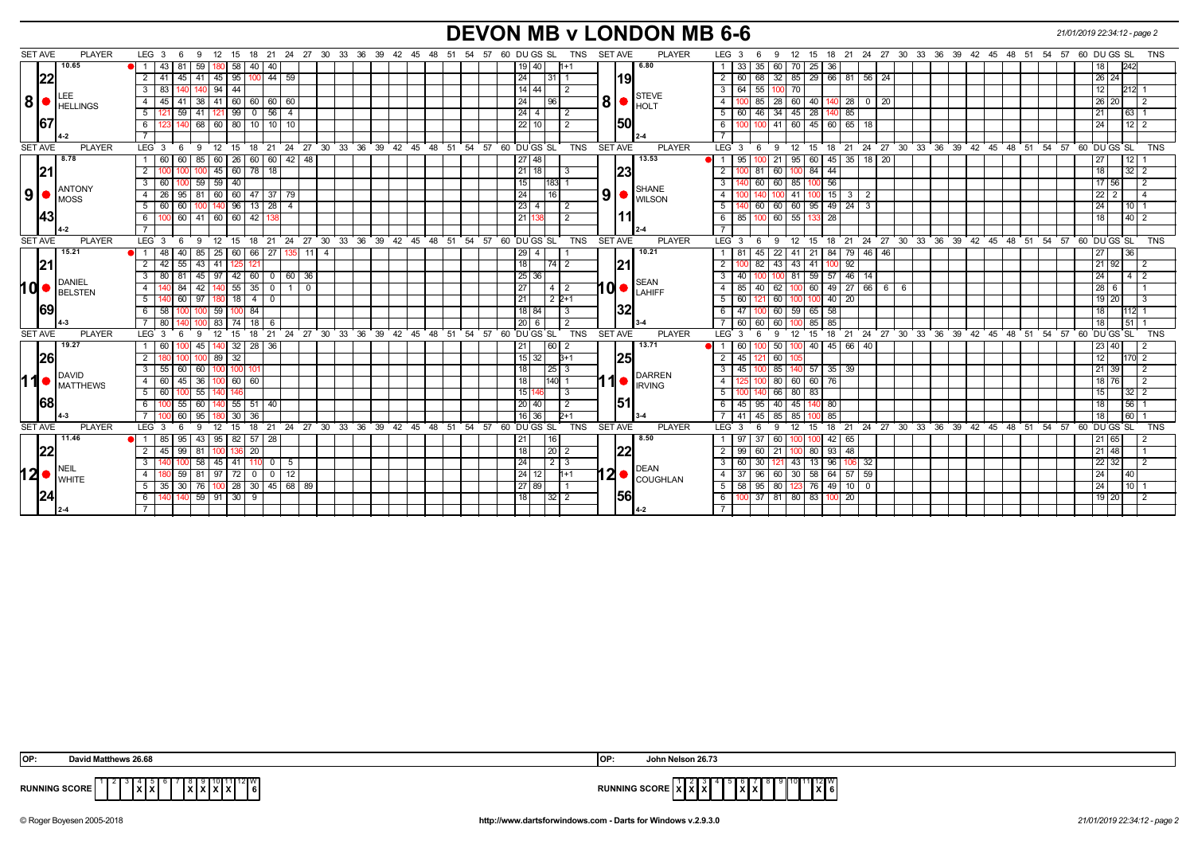# DEVON MB v LONDON MB 6-6

21/01/2019 22:34:12 - page 2

| SET AVE | PLAYER | LEG | 3 | 6 | 9 | 12 | 15 | 18 | 21 | 24 | 27 | DU | GS | SL | TNS | SET AVE | PLAYER | LEG | 3 | 6 | 9 | 12 | 15 | 18 | 21 | 24 | 27 | DU | GS | SL | TNS |
|---|---|---|---|---|---|---|---|---|---|---|---|---|---|---|---|---|---|---|---|---|---|---|---|---|---|---|---|---|---|---|---|
| 10.65 / 22 / 67 / 4-2 | 8 LEE HELLINGS | 1 | 43 | 81 | 59 | 180 | 58 | 40 | 40 | | | 19 | 40 | | 1+1 | 6.80 / 19 / 50 / 2-4 | 8 STEVE HOLT | 1 | 33 | 35 | 60 | 70 | 25 | 36 | | | | 18 | | 242 | |
| | | 2 | 41 | 45 | 41 | 45 | 95 | 100 | 44 | 59 | | 24 | | 31 | 1 | | | 2 | 60 | 68 | 32 | 85 | 29 | 66 | 81 | 56 | 24 | 26 | 24 | | |
| | | 3 | 83 | 140 | 140 | 94 | 44 | | | | | 14 | 44 | | 2 | | | 3 | 64 | 55 | 100 | 70 | | | | | | 12 | | 212 | 1 |
| | | 4 | 45 | 41 | 38 | 41 | 60 | 60 | 60 | 60 | | 24 | | 96 | | | | 4 | 100 | 85 | 28 | 60 | 40 | 140 | 28 | 0 | 20 | 26 | 20 | | 2 |
| | | 5 | 121 | 59 | 41 | 121 | 99 | 0 | 56 | 4 | | 24 | 4 | | 2 | | | 5 | 60 | 46 | 34 | 45 | 28 | 140 | 85 | | | 21 | | 63 | 1 |
| | | 6 | 123 | 140 | 68 | 60 | 80 | 10 | 10 | 10 | | 22 | 10 | | 2 | | | 6 | 100 | 100 | 41 | 60 | 45 | 60 | 65 | 18 | | 24 | | 12 | 2 |
| 8.78 / 21 / 43 / 4-2 | 9 ANTONY MOSS | 1 | 60 | 60 | 85 | 60 | 26 | 60 | 60 | 42 | 48 | 27 | 48 | | | 13.53 / 23 / 11 / 2-4 | 9 SHANE WILSON | 1 | 95 | 100 | 21 | 95 | 60 | 45 | 35 | 18 | 20 | 27 | | 12 | 1 |
| | | 2 | 100 | 100 | 100 | 45 | 60 | 78 | 18 | | | 21 | 18 | | 3 | | | 2 | 100 | 81 | 60 | 100 | 84 | 44 | | | | 18 | | 32 | 2 |
| | | 3 | 60 | 100 | 59 | 59 | 40 | | | | | 15 | | 183 | 1 | | | 3 | 140 | 60 | 60 | 85 | 100 | 56 | | | | 17 | 56 | | 2 |
| | | 4 | 26 | 95 | 81 | 60 | 60 | 47 | 37 | 79 | | 24 | | 16 | | | | 4 | 100 | 140 | 100 | 41 | 100 | 15 | 3 | 2 | | 22 | 2 | | 4 |
| | | 5 | 60 | 60 | 100 | 140 | 96 | 13 | 28 | 4 | | 23 | 4 | | 2 | | | 5 | 140 | 60 | 60 | 60 | 95 | 49 | 24 | 3 | | 24 | | 10 | 1 |
| | | 6 | 100 | 60 | 41 | 60 | 60 | 42 | 138 | | | 21 | 138 | | 2 | | | 6 | 85 | 100 | 60 | 55 | 133 | 28 | | | | 18 | | 40 | 2 |
| 15.21 / 21 / 69 / 4-3 | 10 DANIEL BELSTEN | 1 | 48 | 40 | 85 | 25 | 60 | 66 | 27 | 135 | 11, 4 | 29 | 4 | | 1 | 10.21 / 21 / 32 / 3-4 | 10 SEAN LAHIFF | 1 | 81 | 45 | 22 | 41 | 21 | 84 | 79 | 46 | 46 | 27 | | 36 | |
| | | 2 | 42 | 55 | 43 | 41 | 125 | 121 | | | | 18 | | 74 | 2 | | | 2 | 100 | 82 | 43 | 43 | 41 | 100 | 92 | | | 21 | 92 | | 2 |
| | | 3 | 80 | 81 | 45 | 97 | 42 | 60 | 0 | 60 | 36 | 25 | 36 | | | | | 3 | 40 | 100 | 100 | 81 | 59 | 57 | 46 | 14 | | 24 | | 4 | 2 |
| | | 4 | 140 | 84 | 42 | 140 | 55 | 35 | 0 | 1 | 0 | 27 | | 4 | 2 | | | 4 | 85 | 40 | 62 | 100 | 60 | 49 | 27 | 66 | 6, 6 | 28 | 6 | | 1 |
| | | 5 | 140 | 60 | 97 | 180 | 18 | 4 | 0 | | | 21 | | 2 | 2+1 | | | 5 | 60 | 121 | 60 | 100 | 100 | 40 | 20 | | | 19 | 20 | | 3 |
| | | 6 | 58 | 100 | 100 | 59 | 100 | 84 | | | | 18 | 84 | | 3 | | | 6 | 47 | 100 | 60 | 59 | 65 | 58 | | | | 18 | | 112 | 1 |
| | | 7 | 80 | 140 | 100 | 83 | 74 | 18 | 6 | | | 20 | 6 | | 2 | | | 7 | 60 | 60 | 60 | 100 | 85 | 85 | | | | 18 | | 51 | 1 |
| 19.27 / 26 / 68 / 4-3 | 11 DAVID MATTHEWS | 1 | 60 | 100 | 45 | 140 | 32 | 28 | 36 | | | 21 | | 60 | 2 | 13.71 / 25 / 51 / 3-4 | 11 DARREN IRVING | 1 | 60 | 100 | 50 | 100 | 40 | 45 | 66 | 40 | | 23 | 40 | | 2 |
| | | 2 | 180 | 100 | 100 | 89 | 32 | | | | | 15 | 32 | | 3+1 | | | 2 | 45 | 121 | 60 | 105 | | | | | | 12 | | 170 | 2 |
| | | 3 | 55 | 60 | 60 | 100 | 100 | 101 | | | | 18 | | 25 | 3 | | | 3 | 45 | 100 | 85 | 140 | 57 | 35 | 39 | | | 21 | 39 | | 2 |
| | | 4 | 60 | 45 | 36 | 100 | 60 | 60 | | | | 18 | | 140 | 1 | | | 4 | 125 | 100 | 80 | 60 | 60 | 76 | | | | 18 | 76 | | 2 |
| | | 5 | 60 | 100 | 55 | 140 | 146 | | | | | 15 | 146 | | 3 | | | 5 | 100 | 140 | 66 | 80 | 83 | | | | | 15 | | 32 | 2 |
| | | 6 | 100 | 55 | 60 | 140 | 55 | 51 | 40 | | | 20 | 40 | | 2 | | | 6 | 45 | 95 | 40 | 45 | 140 | 80 | | | | 18 | | 56 | 1 |
| | | 7 | 100 | 60 | 95 | 180 | 30 | 36 | | | | 16 | 36 | | 2+1 | | | 7 | 41 | 45 | 85 | 85 | 100 | 85 | | | | 18 | | 60 | 1 |
| 11.46 / 22 / 24 / 2-4 | 12 NEIL WHITE | 1 | 85 | 95 | 43 | 95 | 82 | 57 | 28 | | | 21 | | 16 | | 8.50 / 22 / 56 / 4-2 | 12 DEAN COUGHLAN | 1 | 97 | 37 | 60 | 100 | 100 | 42 | 65 | | | 21 | 65 | | 2 |
| | | 2 | 45 | 99 | 81 | 100 | 136 | 20 | | | | 18 | | 20 | 2 | | | 2 | 99 | 60 | 21 | 100 | 80 | 93 | 48 | | | 21 | 48 | | 1 |
| | | 3 | 140 | 100 | 58 | 45 | 41 | 110 | 0 | 5 | | 24 | | 2 | 3 | | | 3 | 60 | 30 | 121 | 43 | 13 | 96 | 106 | 32 | | 22 | 32 | | 2 |
| | | 4 | 180 | 59 | 81 | 97 | 72 | 0 | 0 | 12 | | 24 | 12 | | 1+1 | | | 4 | 37 | 96 | 60 | 30 | 58 | 64 | 57 | 59 | | 24 | | 40 | |
| | | 5 | 35 | 30 | 76 | 100 | 28 | 30 | 45 | 68 | 89 | 27 | 89 | | 1 | | | 5 | 58 | 95 | 80 | 123 | 76 | 49 | 10 | 0 | | 24 | | 10 | 1 |
| | | 6 | 140 | 140 | 59 | 91 | 30 | 9 | | | | 18 | | 32 | 2 | | | 6 | 100 | 37 | 81 | 80 | 83 | 100 | 20 | | | 19 | 20 | | 2 |

OP: David Matthews 26.68

OP: John Nelson 26.73

| RUNNING SCORE | 1 | 2 | 3 | 4 | 5 | 6 | 7 | 8 | 9 | 10 | 11 | 12 | W |
|---|---|---|---|---|---|---|---|---|---|---|---|---|---|
| DEVON MB | | | | X | X | | | X | X | X | X | | 6 |
| LONDON MB | X | X | X | | | X | X | | | | | X | 6 |

© Roger Boyesen 2005-2018 http://www.dartsforwindows.com - Darts for Windows v.2.9.3.0 21/01/2019 22:34:12 - page 2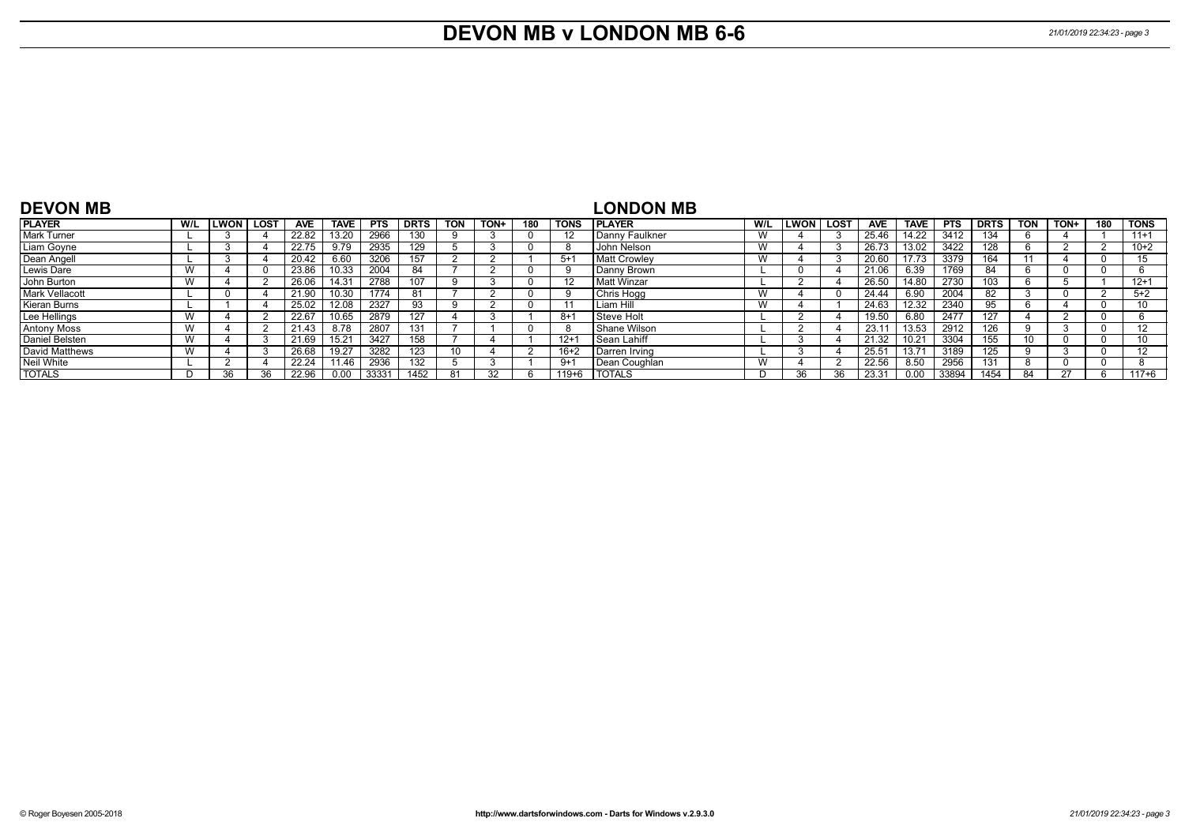# DEVON MB v LONDON MB 6-6

## DEVON MB

| PLAYER | W/L | LWON | LOST | AVE | TAVE | PTS | DRTS | TON | TON+ | 180 | TONS |
|---|---|---|---|---|---|---|---|---|---|---|---|
| Mark Turner | L | 3 | 4 | 22.82 | 13.20 | 2966 | 130 | 9 | 3 | 0 | 12 |
| Liam Goyne | L | 3 | 4 | 22.75 | 9.79 | 2935 | 129 | 5 | 3 | 0 | 8 |
| Dean Angell | L | 3 | 4 | 20.42 | 6.60 | 3206 | 157 | 2 | 2 | 1 | 5+1 |
| Lewis Dare | W | 4 | 0 | 23.86 | 10.33 | 2004 | 84 | 7 | 2 | 0 | 9 |
| John Burton | W | 4 | 2 | 26.06 | 14.31 | 2788 | 107 | 9 | 3 | 0 | 12 |
| Mark Vellacott | L | 0 | 4 | 21.90 | 10.30 | 1774 | 81 | 7 | 2 | 0 | 9 |
| Kieran Burns | L | 1 | 4 | 25.02 | 12.08 | 2327 | 93 | 9 | 2 | 0 | 11 |
| Lee Hellings | W | 4 | 2 | 22.67 | 10.65 | 2879 | 127 | 4 | 3 | 1 | 8+1 |
| Antony Moss | W | 4 | 2 | 21.43 | 8.78 | 2807 | 131 | 7 | 1 | 0 | 8 |
| Daniel Belsten | W | 4 | 3 | 21.69 | 15.21 | 3427 | 158 | 7 | 4 | 1 | 12+1 |
| David Matthews | W | 4 | 3 | 26.68 | 19.27 | 3282 | 123 | 10 | 4 | 2 | 16+2 |
| Neil White | L | 2 | 4 | 22.24 | 11.46 | 2936 | 132 | 5 | 3 | 1 | 9+1 |
| TOTALS | D | 36 | 36 | 22.96 | 0.00 | 33331 | 1452 | 81 | 32 | 6 | 119+6 |

## LONDON MB

| PLAYER | W/L | LWON | LOST | AVE | TAVE | PTS | DRTS | TON | TON+ | 180 | TONS |
|---|---|---|---|---|---|---|---|---|---|---|---|
| Danny Faulkner | W | 4 | 3 | 25.46 | 14.22 | 3412 | 134 | 6 | 4 | 1 | 11+1 |
| John Nelson | W | 4 | 3 | 26.73 | 13.02 | 3422 | 128 | 6 | 2 | 2 | 10+2 |
| Matt Crowley | W | 4 | 3 | 20.60 | 17.73 | 3379 | 164 | 11 | 4 | 0 | 15 |
| Danny Brown | L | 0 | 4 | 21.06 | 6.39 | 1769 | 84 | 6 | 0 | 0 | 6 |
| Matt Winzar | L | 2 | 4 | 26.50 | 14.80 | 2730 | 103 | 6 | 5 | 1 | 12+1 |
| Chris Hogg | W | 4 | 0 | 24.44 | 6.90 | 2004 | 82 | 3 | 0 | 2 | 5+2 |
| Liam Hill | W | 4 | 1 | 24.63 | 12.32 | 2340 | 95 | 6 | 4 | 0 | 10 |
| Steve Holt | L | 2 | 4 | 19.50 | 6.80 | 2477 | 127 | 4 | 2 | 0 | 6 |
| Shane Wilson | L | 2 | 4 | 23.11 | 13.53 | 2912 | 126 | 9 | 3 | 0 | 12 |
| Sean Lahiff | L | 3 | 4 | 21.32 | 10.21 | 3304 | 155 | 10 | 0 | 0 | 10 |
| Darren Irving | L | 3 | 4 | 25.51 | 13.71 | 3189 | 125 | 9 | 3 | 0 | 12 |
| Dean Coughlan | W | 4 | 2 | 22.56 | 8.50 | 2956 | 131 | 8 | 0 | 0 | 8 |
| TOTALS | D | 36 | 36 | 23.31 | 0.00 | 33894 | 1454 | 84 | 27 | 6 | 117+6 |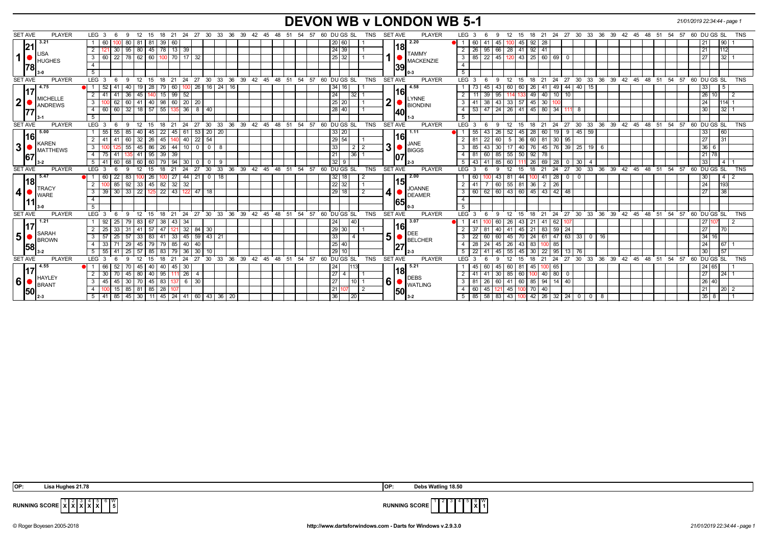# DEVON WB v LONDON WB 5-1

21/01/2019 22:34:44 - page 1

| SET AVE | PLAYER | LEG | 3 | 6 | 9 | 12 | 15 | 18 | 21 | 24 | 27 | 30 | 33 | 36 | DU | GS | SL | TNS | SET AVE | PLAYER | LEG | 3 | 6 | 9 | 12 | 15 | 18 | 21 | 24 | 27 | 30 | 33 | 36 | DU | GS | SL | TNS |
|---|---|---|---|---|---|---|---|---|---|---|---|---|---|---|---|---|---|---|---|---|---|---|---|---|---|---|---|---|---|---|---|---|---|---|---|---|---|
| 3.21 / 21.78 | 1 LISA HUGHES 3-0 | 1 | 60 | 100 | 80 | 81 | 81 | 39 | 60 | | | | | | 20 | 60 | | 1 | 2.20 / 18.39 | 1 TAMMY MACKENZIE 0-3 | 1 | 60 | 41 | 45 | 100 | 45 | 92 | 28 | | | | | | | 21 | | 90 | 1 |
| | | 2 | 121 | 30 | 95 | 80 | 45 | 78 | 13 | 39 | | | | | 24 | 39 | | 1 | | | 2 | 26 | 95 | 66 | 28 | 41 | 92 | 41 | | | | | | | 21 | | 112 | |
| | | 3 | 60 | 22 | 78 | 62 | 60 | 100 | 70 | 17 | 32 | | | | 25 | 32 | | 1 | | | 3 | 85 | 22 | 45 | 120 | 43 | 25 | 60 | 69 | 0 | | | | | 27 | | 32 | 1 |
| 4.75 / 17.77 | 2 MICHELLE ANDREWS 3-1 | 1 | 52 | 41 | 40 | 19 | 28 | 79 | 60 | 100 | 26 | 16 | 24 | 16 | 34 | 16 | | 1 | 4.58 / 16.40 | 2 LYNNE BIONDINI 1-3 | 1 | 73 | 45 | 43 | 60 | 60 | 26 | 41 | 49 | 44 | 40 | 15 | | | 33 | | 5 | |
| | | 2 | 41 | 41 | 36 | 45 | 140 | 15 | 99 | 52 | | | | | 24 | | 32 | 1 | | | 2 | 11 | 39 | 95 | 114 | 133 | 49 | 40 | 10 | 10 | | | | | 26 | 10 | | 2 |
| | | 3 | 100 | 62 | 60 | 41 | 40 | 98 | 60 | 20 | 20 | | | | 25 | 20 | | 1 | | | 3 | 41 | 38 | 43 | 33 | 57 | 45 | 30 | 100 | | | | | | 24 | | 114 | 1 |
| | | 4 | 60 | 60 | 32 | 18 | 57 | 55 | 135 | 36 | 8 | 40 | | | 28 | 40 | | 1 | | | 4 | 53 | 47 | 24 | 26 | 41 | 45 | 80 | 34 | 111 | 8 | | | | 30 | | 32 | 1 |
| 5.00 / 16.67 | 3 KAREN MATTHEWS 3-2 | 1 | 55 | 55 | 85 | 40 | 45 | 22 | 45 | 61 | 53 | 20 | 20 | | 33 | 20 | | | 1.11 / 16.07 | 3 JANE BIGGS 2-3 | 1 | 55 | 43 | 26 | 52 | 45 | 28 | 60 | 19 | 9 | 45 | 59 | | | 33 | | 60 | |
| | | 2 | 41 | 41 | 60 | 32 | 26 | 45 | 140 | 40 | 22 | 54 | | | 29 | 54 | | 1 | | | 2 | 81 | 22 | 60 | 5 | 36 | 60 | 81 | 30 | 95 | | | | | 27 | | 31 | |
| | | 3 | 100 | 125 | 55 | 45 | 86 | 26 | 44 | 10 | 0 | 0 | 8 | | 33 | | 2 | 2 | | | 3 | 85 | 43 | 30 | 17 | 40 | 76 | 45 | 76 | 39 | 25 | 19 | 6 | | 36 | 6 | | |
| | | 4 | 75 | 41 | 135 | 41 | 95 | 39 | 39 | | | | | | 21 | | 36 | 1 | | | 4 | 81 | 60 | 85 | 55 | 50 | 92 | 78 | | | | | | | 21 | 78 | | |
| | | 5 | 41 | 60 | 68 | 60 | 60 | 79 | 94 | 30 | 0 | 0 | 9 | | 32 | 9 | | | | | 5 | 43 | 41 | 85 | 60 | 111 | 26 | 69 | 28 | 0 | 30 | 4 | | | 33 | | 4 | 1 |
| 5.47 / 18.11 | 4 TRACY WARE 3-0 | 1 | 60 | 22 | 83 | 100 | 26 | 100 | 27 | 44 | 21 | 0 | 18 | | 32 | 18 | | 2 | 2.00 / 15.65 | 4 JOANNE DEAMER 0-3 | 1 | 60 | 100 | 43 | 81 | 44 | 100 | 41 | 28 | 0 | 0 | | | | 30 | | 4 | 2 |
| | | 2 | 100 | 85 | 92 | 33 | 45 | 82 | 32 | 32 | | | | | 22 | 32 | | 1 | | | 2 | 41 | 7 | 60 | 55 | 81 | 36 | 2 | 26 | | | | | | 24 | | 193 | |
| | | 3 | 39 | 30 | 33 | 22 | 125 | 22 | 43 | 122 | 47 | 18 | | | 29 | 18 | | 2 | | | 3 | 60 | 62 | 60 | 43 | 60 | 45 | 43 | 42 | 48 | | | | | 27 | | 38 | |
| 1.21 / 17.58 | 5 SARAH BROWN 3-2 | 1 | 92 | 25 | 79 | 83 | 67 | 38 | 43 | 34 | | | | | 24 | | 40 | | 3.07 / 16.27 | 5 DEE BELCHER 2-3 | 1 | 41 | 100 | 60 | 26 | 43 | 21 | 41 | 62 | 107 | | | | | 27 | 107 | | 2 |
| | | 2 | 25 | 33 | 31 | 41 | 57 | 47 | 121 | 32 | 84 | 30 | | | 29 | 30 | | 1 | | | 2 | 37 | 81 | 40 | 41 | 45 | 21 | 83 | 59 | 24 | | | | | 27 | | 70 | |
| | | 3 | 57 | 25 | 57 | 33 | 83 | 41 | 33 | 45 | 59 | 43 | 21 | | 33 | | 4 | | | | 3 | 22 | 60 | 60 | 45 | 70 | 24 | 61 | 47 | 63 | 33 | 0 | 16 | | 34 | 16 | | |
| | | 4 | 33 | 71 | 29 | 45 | 79 | 79 | 85 | 40 | 40 | | | | 25 | 40 | | | | | 4 | 28 | 24 | 45 | 26 | 43 | 83 | 100 | 85 | | | | | | 24 | | 67 | 1 |
| | | 5 | 55 | 41 | 25 | 57 | 85 | 83 | 79 | 36 | 30 | 10 | | | 29 | 10 | | | | | 5 | 22 | 41 | 45 | 55 | 45 | 30 | 22 | 95 | 13 | 76 | | | | 30 | | 57 | |
| 4.55 / 17.50 | 6 HAYLEY BRANT 2-3 | 1 | 66 | 52 | 70 | 45 | 40 | 40 | 45 | 30 | | | | | 24 | | 113 | | 5.21 / 18.50 | 6 DEBS WATLING 3-2 | 1 | 45 | 60 | 45 | 60 | 81 | 45 | 100 | 65 | | | | | | 24 | 65 | | 1 |
| | | 2 | 30 | 70 | 45 | 80 | 40 | 95 | 111 | 26 | 4 | | | | 27 | 4 | | 1 | | | 2 | 41 | 41 | 30 | 85 | 60 | 100 | 40 | 80 | 0 | | | | | 27 | | 24 | 1 |
| | | 3 | 45 | 45 | 30 | 70 | 45 | 83 | 137 | 6 | 30 | | | | 27 | | 10 | 1 | | | 3 | 81 | 26 | 60 | 41 | 60 | 85 | 94 | 14 | 40 | | | | | 26 | 40 | | |
| | | 4 | 100 | 15 | 85 | 81 | 85 | 28 | 107 | | | | | | 21 | 107 | | 2 | | | 4 | 60 | 45 | 121 | 45 | 100 | 70 | 40 | | | | | | | 21 | | 20 | 2 |
| | | 5 | 41 | 85 | 45 | 30 | 11 | 45 | 24 | 41 | 60 | 43 | 36 | 20 | 36 | | 20 | | | | 5 | 85 | 58 | 83 | 43 | 100 | 42 | 26 | 32 | 24 | 0 | 0 | 8 | | 35 | 8 | | 1 |

OP: Lisa Hughes 21.78

OP: Debs Watling 18.50

RUNNING SCORE: 1 X, 2 X, 3 X, 4 X, 5 X, 6 —, W 5

RUNNING SCORE: 1 —, 2 —, 3 —, 4 —, 5 —, 6 X, W 1

© Roger Boyesen 2005-2018 http://www.dartsforwindows.com - Darts for Windows v.2.9.3.0 21/01/2019 22:34:44 - page 1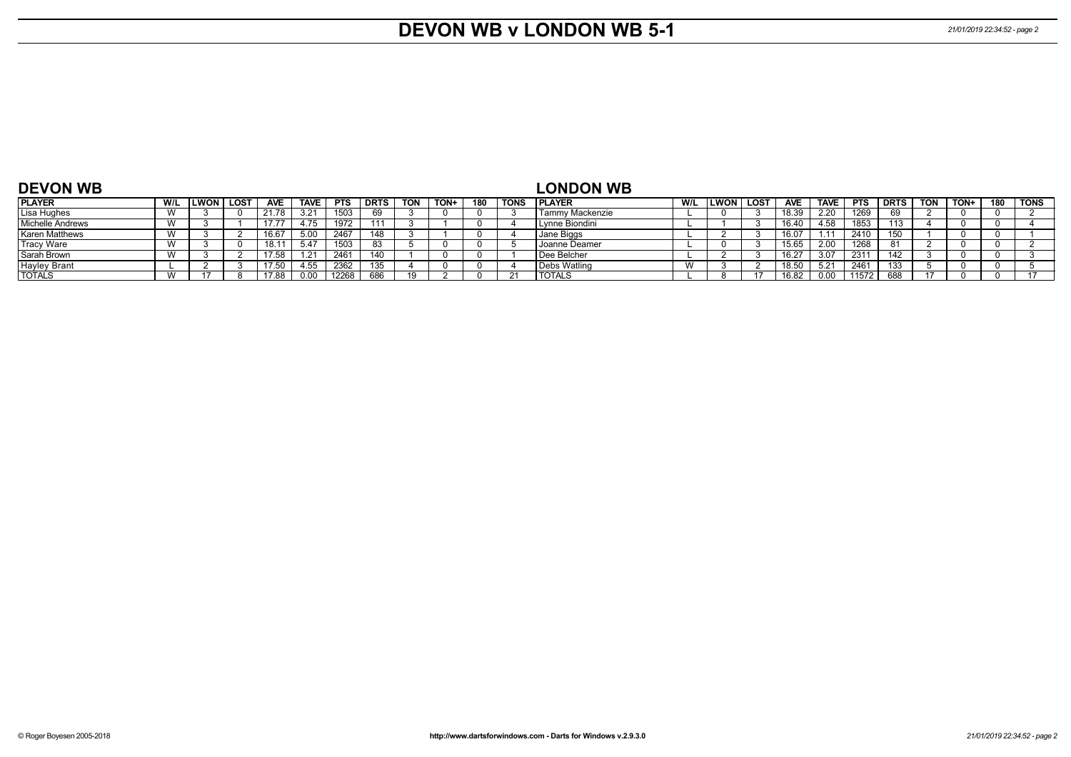# DEVON WB v LONDON WB 5-1

## DEVON WB

| PLAYER | W/L | LWON | LOST | AVE | TAVE | PTS | DRTS | TON | TON+ | 180 | TONS |
|---|---|---|---|---|---|---|---|---|---|---|---|
| Lisa Hughes | W | 3 | 0 | 21.78 | 3.21 | 1503 | 69 | 3 | 0 | 0 | 3 |
| Michelle Andrews | W | 3 | 1 | 17.77 | 4.75 | 1972 | 111 | 3 | 1 | 0 | 4 |
| Karen Matthews | W | 3 | 2 | 16.67 | 5.00 | 2467 | 148 | 3 | 1 | 0 | 4 |
| Tracy Ware | W | 3 | 0 | 18.11 | 5.47 | 1503 | 83 | 5 | 0 | 0 | 5 |
| Sarah Brown | W | 3 | 2 | 17.58 | 1.21 | 2461 | 140 | 1 | 0 | 0 | 1 |
| Hayley Brant | L | 2 | 3 | 17.50 | 4.55 | 2362 | 135 | 4 | 0 | 0 | 4 |
| TOTALS | W | 17 | 8 | 17.88 | 0.00 | 12268 | 686 | 19 | 2 | 0 | 21 |

## LONDON WB

| PLAYER | W/L | LWON | LOST | AVE | TAVE | PTS | DRTS | TON | TON+ | 180 | TONS |
|---|---|---|---|---|---|---|---|---|---|---|---|
| Tammy Mackenzie | L | 0 | 3 | 18.39 | 2.20 | 1269 | 69 | 2 | 0 | 0 | 2 |
| Lynne Biondini | L | 1 | 3 | 16.40 | 4.58 | 1853 | 113 | 4 | 0 | 0 | 4 |
| Jane Biggs | L | 2 | 3 | 16.07 | 1.11 | 2410 | 150 | 1 | 0 | 0 | 1 |
| Joanne Deamer | L | 0 | 3 | 15.65 | 2.00 | 1268 | 81 | 2 | 0 | 0 | 2 |
| Dee Belcher | L | 2 | 3 | 16.27 | 3.07 | 2311 | 142 | 3 | 0 | 0 | 3 |
| Debs Watling | W | 3 | 2 | 18.50 | 5.21 | 2461 | 133 | 5 | 0 | 0 | 5 |
| TOTALS | L | 8 | 17 | 16.82 | 0.00 | 11572 | 688 | 17 | 0 | 0 | 17 |